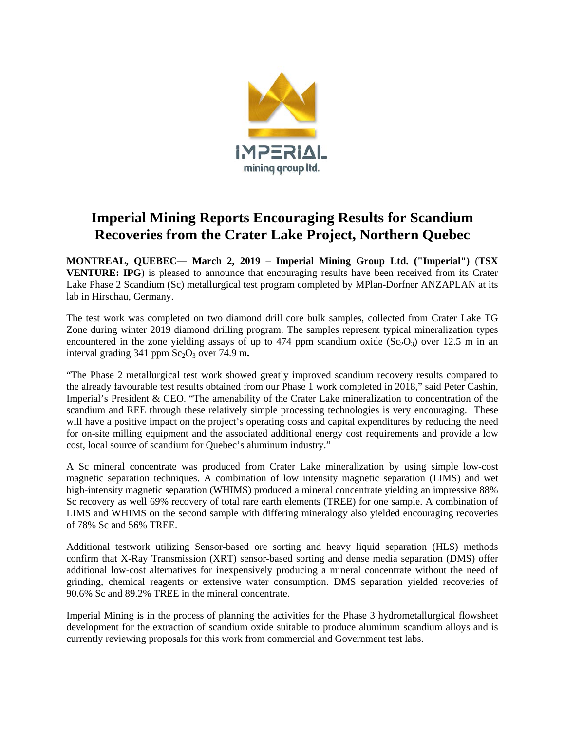# Imperial Mining Reports Encouraging Results for Scandium Recoveries from the Crater Lake Project, Northern Quebec

**MONTREAL, QUEBEC— March 2, 2019** – **Imperial Mining Group Ltd. ("Imperial")** (**TSX VENTURE: IPG**) is pleased to announce that encouraging results have been received from its Crater Lake Phase 2 Scandium (Sc) metallurgical test program completed by MPlan-Dorfner ANZAPLAN at its lab in Hirschau, Germany.

The test work was completed on two diamond drill core bulk samples, collected from Crater Lake TG Zone during winter 2019 diamond drilling program. The samples represent typical mineralization types encountered in the zone yielding assays of up to 474 ppm scandium oxide ($Sc_2O_3$) over 12.5 m in an interval grading 341 ppm $Sc_2O_3$ over 74.9 m**.**

"The Phase 2 metallurgical test work showed greatly improved scandium recovery results compared to the already favourable test results obtained from our Phase 1 work completed in 2018," said Peter Cashin, Imperial's President & CEO. "The amenability of the Crater Lake mineralization to concentration of the scandium and REE through these relatively simple processing technologies is very encouraging. These will have a positive impact on the project's operating costs and capital expenditures by reducing the need for on-site milling equipment and the associated additional energy cost requirements and provide a low cost, local source of scandium for Quebec's aluminum industry."

A Sc mineral concentrate was produced from Crater Lake mineralization by using simple low-cost magnetic separation techniques. A combination of low intensity magnetic separation (LIMS) and wet high-intensity magnetic separation (WHIMS) produced a mineral concentrate yielding an impressive 88% Sc recovery as well 69% recovery of total rare earth elements (TREE) for one sample. A combination of LIMS and WHIMS on the second sample with differing mineralogy also yielded encouraging recoveries of 78% Sc and 56% TREE.

Additional testwork utilizing Sensor-based ore sorting and heavy liquid separation (HLS) methods confirm that X-Ray Transmission (XRT) sensor-based sorting and dense media separation (DMS) offer additional low-cost alternatives for inexpensively producing a mineral concentrate without the need of grinding, chemical reagents or extensive water consumption. DMS separation yielded recoveries of 90.6% Sc and 89.2% TREE in the mineral concentrate.

Imperial Mining is in the process of planning the activities for the Phase 3 hydrometallurgical flowsheet development for the extraction of scandium oxide suitable to produce aluminum scandium alloys and is currently reviewing proposals for this work from commercial and Government test labs.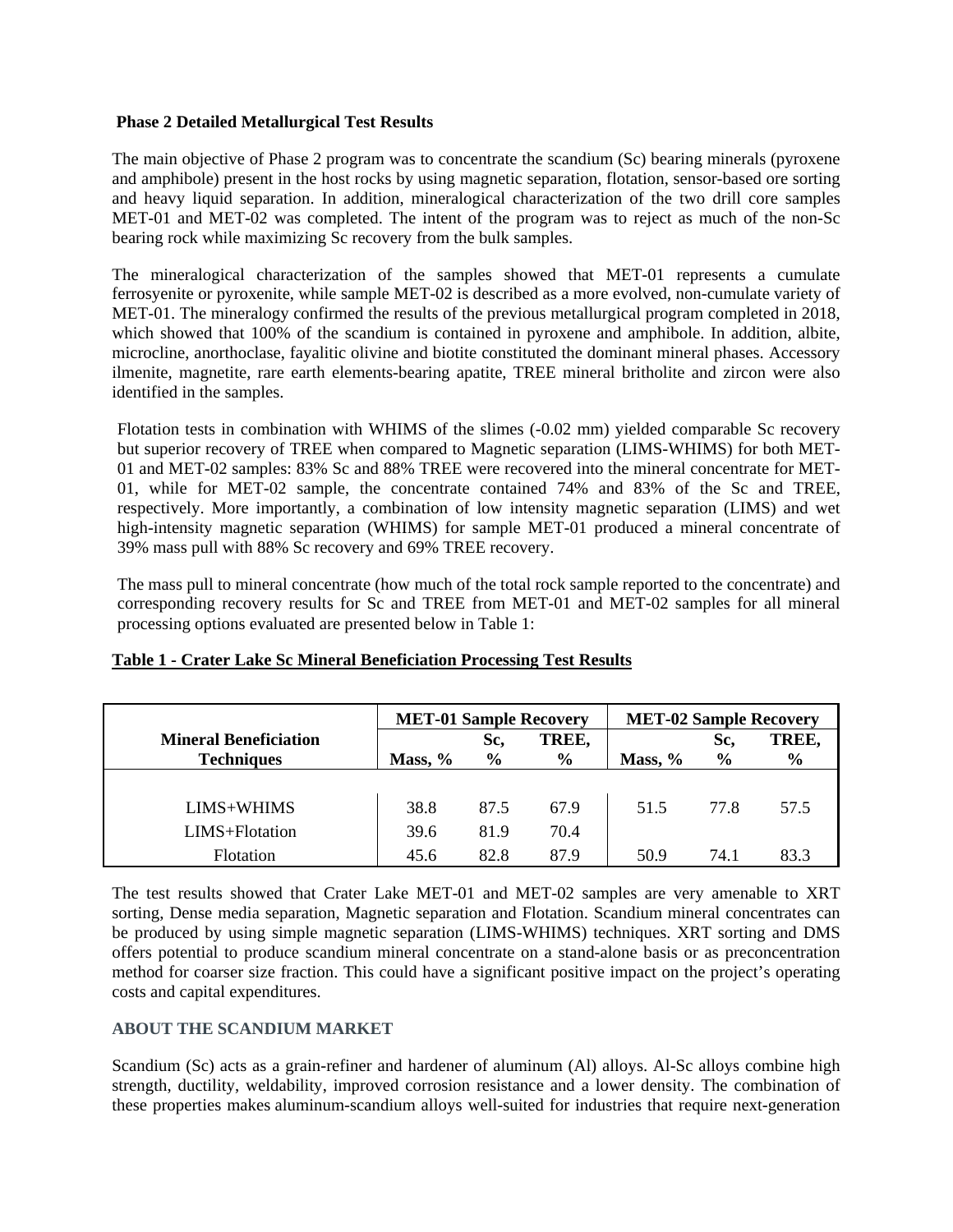**Phase 2 Detailed Metallurgical Test Results**

The main objective of Phase 2 program was to concentrate the scandium (Sc) bearing minerals (pyroxene and amphibole) present in the host rocks by using magnetic separation, flotation, sensor-based ore sorting and heavy liquid separation. In addition, mineralogical characterization of the two drill core samples MET-01 and MET-02 was completed. The intent of the program was to reject as much of the non-Sc bearing rock while maximizing Sc recovery from the bulk samples.

The mineralogical characterization of the samples showed that MET-01 represents a cumulate ferrosyenite or pyroxenite, while sample MET-02 is described as a more evolved, non-cumulate variety of MET-01. The mineralogy confirmed the results of the previous metallurgical program completed in 2018, which showed that 100% of the scandium is contained in pyroxene and amphibole. In addition, albite, microcline, anorthoclase, fayalitic olivine and biotite constituted the dominant mineral phases. Accessory ilmenite, magnetite, rare earth elements-bearing apatite, TREE mineral britholite and zircon were also identified in the samples.

Flotation tests in combination with WHIMS of the slimes (-0.02 mm) yielded comparable Sc recovery but superior recovery of TREE when compared to Magnetic separation (LIMS-WHIMS) for both MET-01 and MET-02 samples: 83% Sc and 88% TREE were recovered into the mineral concentrate for MET-01, while for MET-02 sample, the concentrate contained 74% and 83% of the Sc and TREE, respectively. More importantly, a combination of low intensity magnetic separation (LIMS) and wet high-intensity magnetic separation (WHIMS) for sample MET-01 produced a mineral concentrate of 39% mass pull with 88% Sc recovery and 69% TREE recovery.

The mass pull to mineral concentrate (how much of the total rock sample reported to the concentrate) and corresponding recovery results for Sc and TREE from MET-01 and MET-02 samples for all mineral processing options evaluated are presented below in Table 1:

**Table 1 - Crater Lake Sc Mineral Beneficiation Processing Test Results**

| Mineral Beneficiation Techniques | MET-01 Sample Recovery | | | MET-02 Sample Recovery | | |
|---|---|---|---|---|---|---|
| | Mass, % | Sc, % | TREE, % | Mass, % | Sc, % | TREE, % |
| LIMS+WHIMS | 38.8 | 87.5 | 67.9 | 51.5 | 77.8 | 57.5 |
| LIMS+Flotation | 39.6 | 81.9 | 70.4 | | | |
| Flotation | 45.6 | 82.8 | 87.9 | 50.9 | 74.1 | 83.3 |

The test results showed that Crater Lake MET-01 and MET-02 samples are very amenable to XRT sorting, Dense media separation, Magnetic separation and Flotation. Scandium mineral concentrates can be produced by using simple magnetic separation (LIMS-WHIMS) techniques. XRT sorting and DMS offers potential to produce scandium mineral concentrate on a stand-alone basis or as preconcentration method for coarser size fraction. This could have a significant positive impact on the project's operating costs and capital expenditures.

**ABOUT THE SCANDIUM MARKET**

Scandium (Sc) acts as a grain-refiner and hardener of aluminum (Al) alloys. Al-Sc alloys combine high strength, ductility, weldability, improved corrosion resistance and a lower density. The combination of these properties makes aluminum-scandium alloys well-suited for industries that require next-generation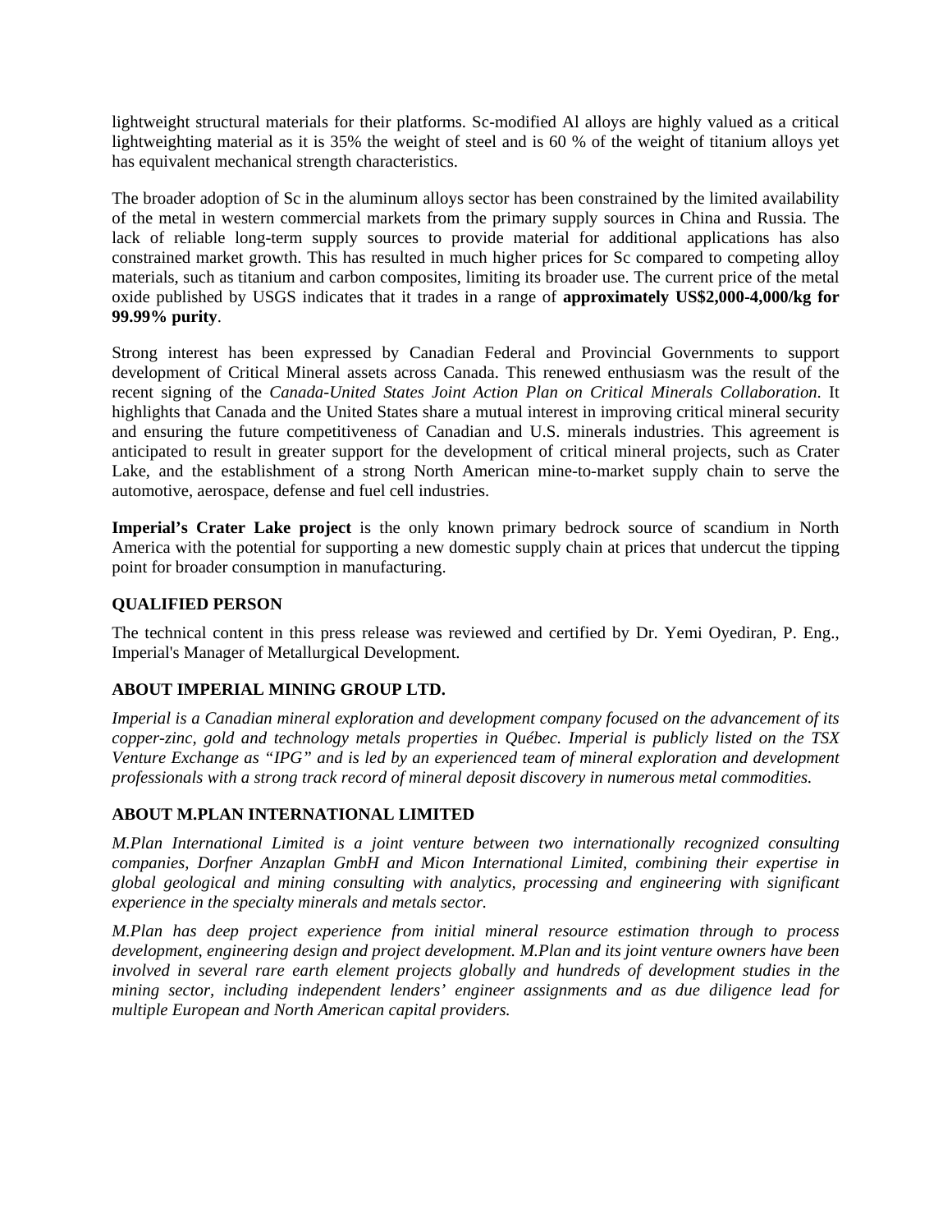lightweight structural materials for their platforms. Sc-modified Al alloys are highly valued as a critical lightweighting material as it is 35% the weight of steel and is 60 % of the weight of titanium alloys yet has equivalent mechanical strength characteristics.

The broader adoption of Sc in the aluminum alloys sector has been constrained by the limited availability of the metal in western commercial markets from the primary supply sources in China and Russia. The lack of reliable long-term supply sources to provide material for additional applications has also constrained market growth. This has resulted in much higher prices for Sc compared to competing alloy materials, such as titanium and carbon composites, limiting its broader use. The current price of the metal oxide published by USGS indicates that it trades in a range of **approximately US$2,000-4,000/kg for 99.99% purity**.

Strong interest has been expressed by Canadian Federal and Provincial Governments to support development of Critical Mineral assets across Canada. This renewed enthusiasm was the result of the recent signing of the *Canada-United States Joint Action Plan on Critical Minerals Collaboration*. It highlights that Canada and the United States share a mutual interest in improving critical mineral security and ensuring the future competitiveness of Canadian and U.S. minerals industries. This agreement is anticipated to result in greater support for the development of critical mineral projects, such as Crater Lake, and the establishment of a strong North American mine-to-market supply chain to serve the automotive, aerospace, defense and fuel cell industries.

**Imperial's Crater Lake project** is the only known primary bedrock source of scandium in North America with the potential for supporting a new domestic supply chain at prices that undercut the tipping point for broader consumption in manufacturing.

### QUALIFIED PERSON

The technical content in this press release was reviewed and certified by Dr. Yemi Oyediran, P. Eng., Imperial's Manager of Metallurgical Development.

### ABOUT IMPERIAL MINING GROUP LTD.

*Imperial is a Canadian mineral exploration and development company focused on the advancement of its copper-zinc, gold and technology metals properties in Québec. Imperial is publicly listed on the TSX Venture Exchange as "IPG" and is led by an experienced team of mineral exploration and development professionals with a strong track record of mineral deposit discovery in numerous metal commodities.*

### ABOUT M.PLAN INTERNATIONAL LIMITED

*M.Plan International Limited is a joint venture between two internationally recognized consulting companies, Dorfner Anzaplan GmbH and Micon International Limited, combining their expertise in global geological and mining consulting with analytics, processing and engineering with significant experience in the specialty minerals and metals sector.*

*M.Plan has deep project experience from initial mineral resource estimation through to process development, engineering design and project development. M.Plan and its joint venture owners have been involved in several rare earth element projects globally and hundreds of development studies in the mining sector, including independent lenders' engineer assignments and as due diligence lead for multiple European and North American capital providers.*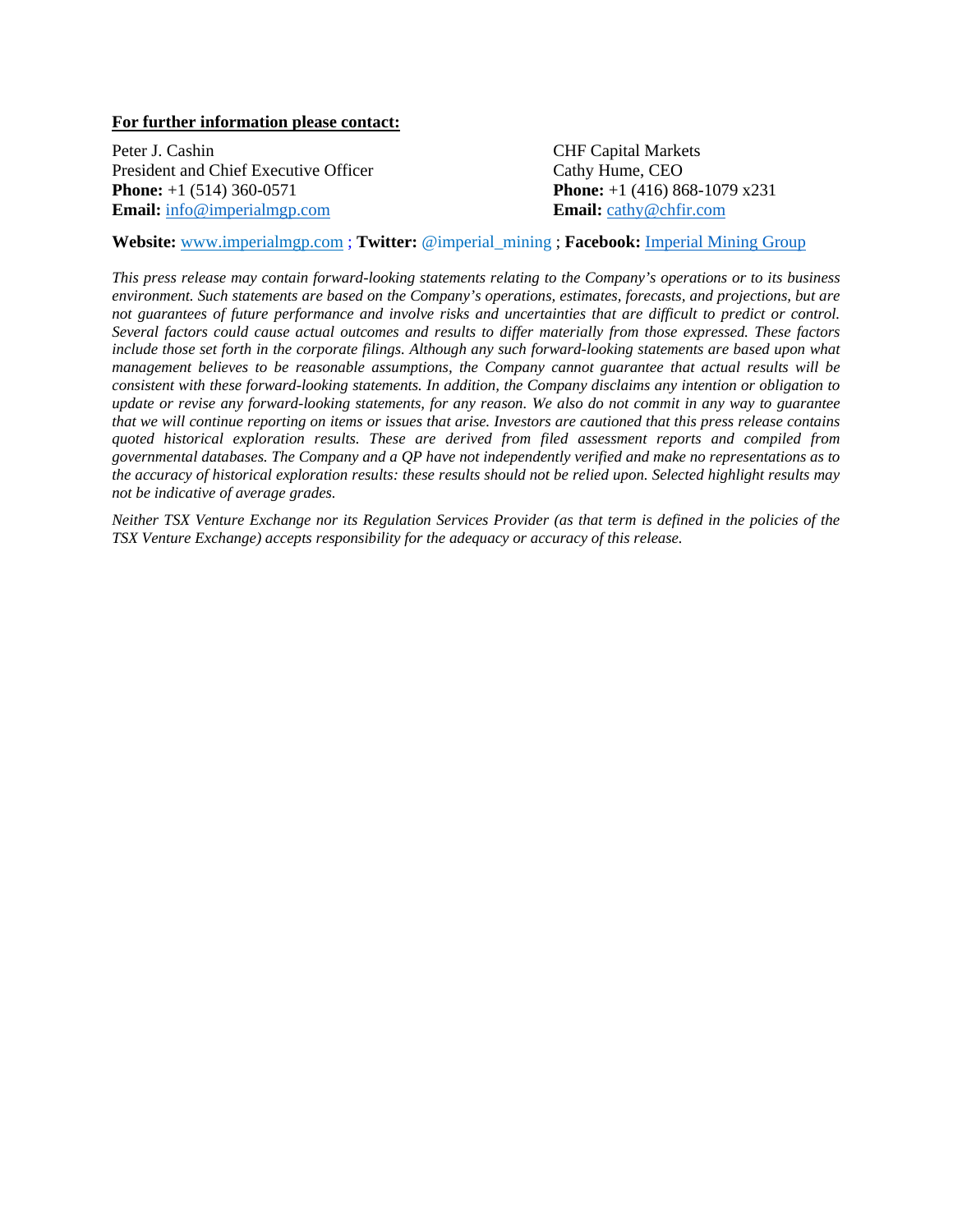**<u>For further information please contact:</u>**

Peter J. Cashin
President and Chief Executive Officer
**Phone:** +1 (514) 360-0571
**Email:** info@imperialmgp.com

CHF Capital Markets
Cathy Hume, CEO
**Phone:** +1 (416) 868-1079 x231
**Email:** cathy@chfir.com

**Website:** www.imperialmgp.com ; **Twitter:** @imperial_mining ; **Facebook:** Imperial Mining Group

*This press release may contain forward-looking statements relating to the Company's operations or to its business environment. Such statements are based on the Company's operations, estimates, forecasts, and projections, but are not guarantees of future performance and involve risks and uncertainties that are difficult to predict or control. Several factors could cause actual outcomes and results to differ materially from those expressed. These factors include those set forth in the corporate filings. Although any such forward-looking statements are based upon what management believes to be reasonable assumptions, the Company cannot guarantee that actual results will be consistent with these forward-looking statements. In addition, the Company disclaims any intention or obligation to update or revise any forward-looking statements, for any reason. We also do not commit in any way to guarantee that we will continue reporting on items or issues that arise. Investors are cautioned that this press release contains quoted historical exploration results. These are derived from filed assessment reports and compiled from governmental databases. The Company and a QP have not independently verified and make no representations as to the accuracy of historical exploration results: these results should not be relied upon. Selected highlight results may not be indicative of average grades.*

*Neither TSX Venture Exchange nor its Regulation Services Provider (as that term is defined in the policies of the TSX Venture Exchange) accepts responsibility for the adequacy or accuracy of this release.*